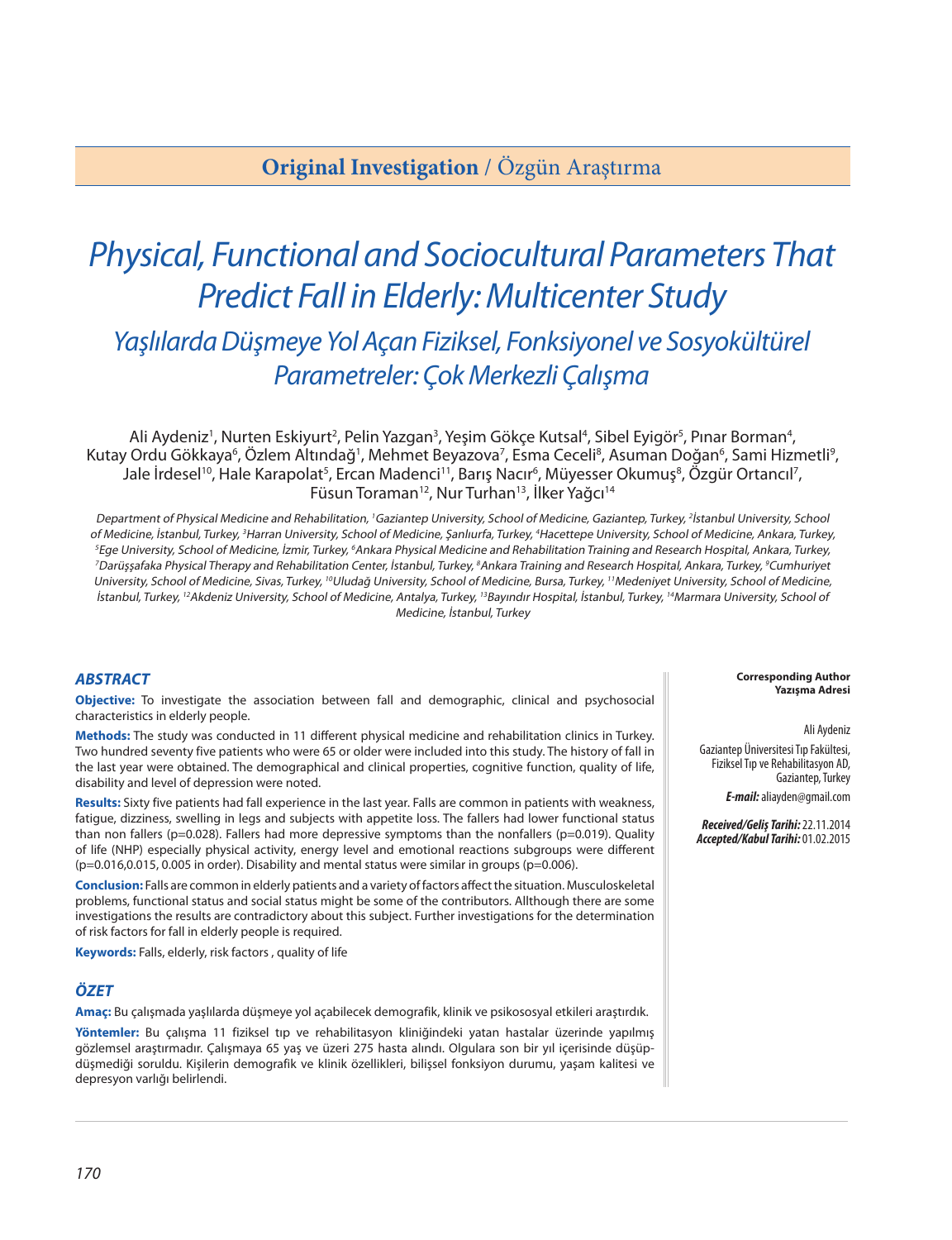**Original Investigation** / Özgün Araştırma

# Physical, Functional and Sociocultural Parameters That Predict Fall in Elderly: Multicenter Study

## Yaşlılarda Düşmeye Yol Açan Fiziksel, Fonksiyonel ve Sosyokültürel Parametreler: Çok Merkezli Çalışma

Ali Aydeniz[1], Nurten Eskiyurt[2], Pelin Yazgan[3], Yeşim Gökçe Kutsal[4], Sibel Eyigör[5], Pınar Borman[4], Kutay Ordu Gökkaya[6], Özlem Altındağ[1], Mehmet Beyazova[7], Esma Ceceli[8], Asuman Doğan[6], Sami Hizmetli[9], Jale İrdesel[10], Hale Karapolat[5], Ercan Madenci[11], Barış Nacır[6], Müyesser Okumuş[8], Özgür Ortancıl[7], Füsun Toraman[12], Nur Turhan[13], İlker Yağcı[14]

*Department of Physical Medicine and Rehabilitation, [1]Gaziantep University, School of Medicine, Gaziantep, Turkey, [2]İstanbul University, School of Medicine, İstanbul, Turkey, [3]Harran University, School of Medicine, Şanlıurfa, Turkey, [4]Hacettepe University, School of Medicine, Ankara, Turkey, [5]Ege University, School of Medicine, İzmir, Turkey, [6]Ankara Physical Medicine and Rehabilitation Training and Research Hospital, Ankara, Turkey, [7]Darüşşafaka Physical Therapy and Rehabilitation Center, İstanbul, Turkey, [8]Ankara Training and Research Hospital, Ankara, Turkey, [9]Cumhuriyet University, School of Medicine, Sivas, Turkey, [10]Uludağ University, School of Medicine, Bursa, Turkey, [11]Medeniyet University, School of Medicine, İstanbul, Turkey, [12]Akdeniz University, School of Medicine, Antalya, Turkey, [13]Bayındır Hospital, İstanbul, Turkey, [14]Marmara University, School of Medicine, İstanbul, Turkey*

### ABSTRACT

**Objective:** To investigate the association between fall and demographic, clinical and psychosocial characteristics in elderly people.

**Methods:** The study was conducted in 11 different physical medicine and rehabilitation clinics in Turkey. Two hundred seventy five patients who were 65 or older were included into this study. The history of fall in the last year were obtained. The demographical and clinical properties, cognitive function, quality of life, disability and level of depression were noted.

**Results:** Sixty five patients had fall experience in the last year. Falls are common in patients with weakness, fatigue, dizziness, swelling in legs and subjects with appetite loss. The fallers had lower functional status than non fallers (p=0.028). Fallers had more depressive symptoms than the nonfallers (p=0.019). Quality of life (NHP) especially physical activity, energy level and emotional reactions subgroups were different (p=0.016,0.015, 0.005 in order). Disability and mental status were similar in groups (p=0.006).

**Conclusion:** Falls are common in elderly patients and a variety of factors affect the situation. Musculoskeletal problems, functional status and social status might be some of the contributors. Allthough there are some investigations the results are contradictory about this subject. Further investigations for the determination of risk factors for fall in elderly people is required.

**Keywords:** Falls, elderly, risk factors , quality of life

### ÖZET

**Amaç:** Bu çalışmada yaşlılarda düşmeye yol açabilecek demografik, klinik ve psikososyal etkileri araştırdık.

**Yöntemler:** Bu çalışma 11 fiziksel tıp ve rehabilitasyon kliniğindeki yatan hastalar üzerinde yapılmış gözlemsel araştırmadır. Çalışmaya 65 yaş ve üzeri 275 hasta alındı. Olgulara son bir yıl içerisinde düşüp-düşmediği soruldu. Kişilerin demografik ve klinik özellikleri, bilişsel fonksiyon durumu, yaşam kalitesi ve depresyon varlığı belirlendi.

**Corresponding Author**
**Yazışma Adresi**

Ali Aydeniz

Gaziantep Üniversitesi Tıp Fakültesi, Fiziksel Tıp ve Rehabilitasyon AD, Gaziantep, Turkey

***E-mail:*** aliayden@gmail.com

***Received/Geliş Tarihi:*** 22.11.2014
***Accepted/Kabul Tarihi:*** 01.02.2015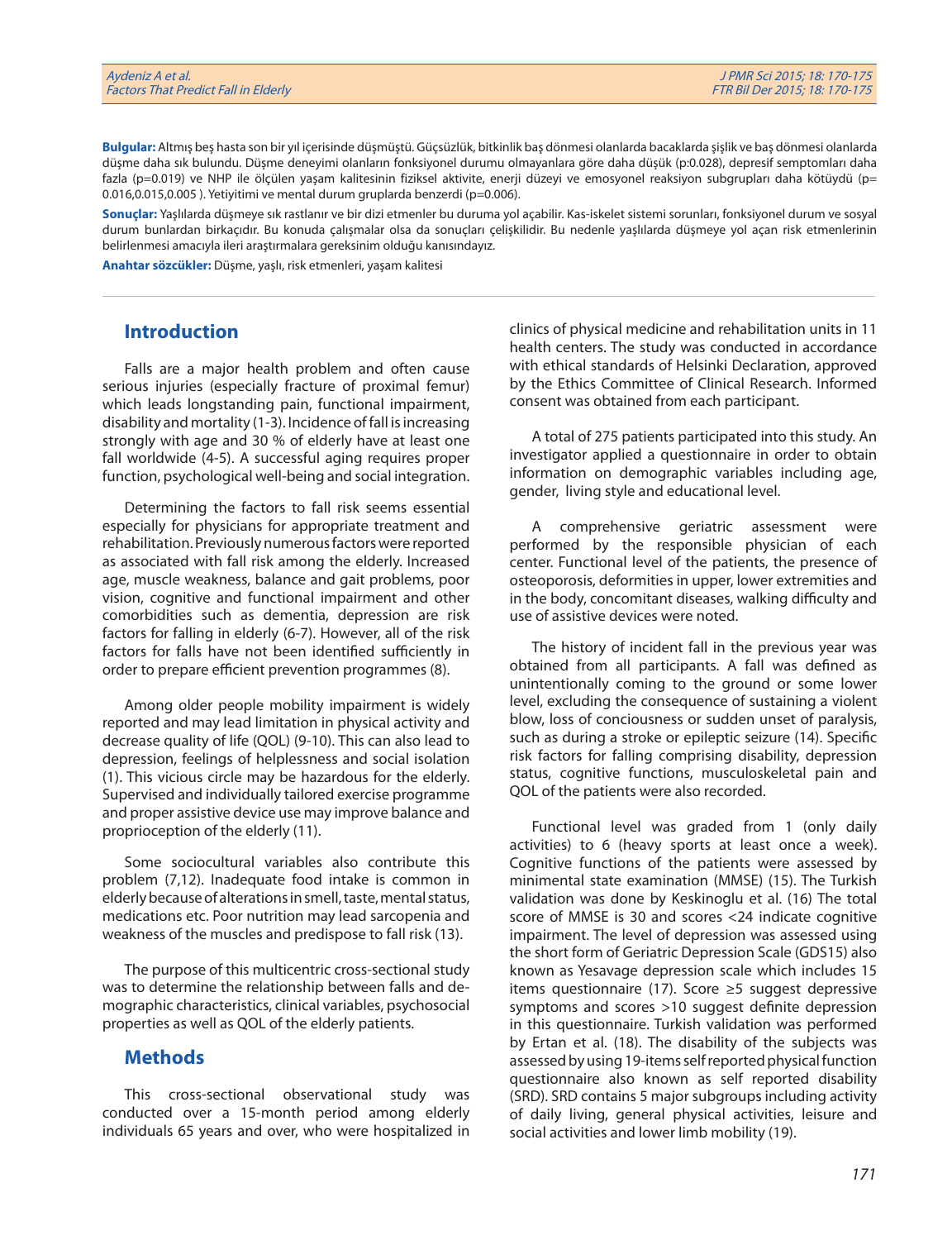**Bulgular:** Altmış beş hasta son bir yıl içerisinde düşmüştü. Güçsüzlük, bitkinlik baş dönmesi olanlarda bacaklarda şişlik ve baş dönmesi olanlarda düşme daha sık bulundu. Düşme deneyimi olanların fonksiyonel durumu olmayanlara göre daha düşük (p:0.028), depresif semptomları daha fazla (p=0.019) ve NHP ile ölçülen yaşam kalitesinin fiziksel aktivite, enerji düzeyi ve emosyonel reaksiyon subgrupları daha kötüydü (p= 0.016,0.015,0.005 ). Yetiyitimi ve mental durum gruplarda benzerdi (p=0.006).

**Sonuçlar:** Yaşlılarda düşmeye sık rastlanır ve bir dizi etmenler bu duruma yol açabilir. Kas-iskelet sistemi sorunları, fonksiyonel durum ve sosyal durum bunlardan birkaçıdır. Bu konuda çalışmalar olsa da sonuçları çelişkilidir. Bu nedenle yaşlılarda düşmeye yol açan risk etmenlerinin belirlenmesi amacıyla ileri araştırmalara gereksinim olduğu kanısındayız.

**Anahtar sözcükler:** Düşme, yaşlı, risk etmenleri, yaşam kalitesi

## Introduction

Falls are a major health problem and often cause serious injuries (especially fracture of proximal femur) which leads longstanding pain, functional impairment, disability and mortality (1-3). Incidence of fall is increasing strongly with age and 30 % of elderly have at least one fall worldwide (4-5). A successful aging requires proper function, psychological well-being and social integration.

Determining the factors to fall risk seems essential especially for physicians for appropriate treatment and rehabilitation. Previously numerous factors were reported as associated with fall risk among the elderly. Increased age, muscle weakness, balance and gait problems, poor vision, cognitive and functional impairment and other comorbidities such as dementia, depression are risk factors for falling in elderly (6-7). However, all of the risk factors for falls have not been identified sufficiently in order to prepare efficient prevention programmes (8).

Among older people mobility impairment is widely reported and may lead limitation in physical activity and decrease quality of life (QOL) (9-10). This can also lead to depression, feelings of helplessness and social isolation (1). This vicious circle may be hazardous for the elderly. Supervised and individually tailored exercise programme and proper assistive device use may improve balance and proprioception of the elderly (11).

Some sociocultural variables also contribute this problem (7,12). Inadequate food intake is common in elderly because of alterations in smell, taste, mental status, medications etc. Poor nutrition may lead sarcopenia and weakness of the muscles and predispose to fall risk (13).

The purpose of this multicentric cross-sectional study was to determine the relationship between falls and demographic characteristics, clinical variables, psychosocial properties as well as QOL of the elderly patients.

## Methods

This cross-sectional observational study was conducted over a 15-month period among elderly individuals 65 years and over, who were hospitalized in clinics of physical medicine and rehabilitation units in 11 health centers. The study was conducted in accordance with ethical standards of Helsinki Declaration, approved by the Ethics Committee of Clinical Research. Informed consent was obtained from each participant.

A total of 275 patients participated into this study. An investigator applied a questionnaire in order to obtain information on demographic variables including age, gender, living style and educational level.

A comprehensive geriatric assessment were performed by the responsible physician of each center. Functional level of the patients, the presence of osteoporosis, deformities in upper, lower extremities and in the body, concomitant diseases, walking difficulty and use of assistive devices were noted.

The history of incident fall in the previous year was obtained from all participants. A fall was defined as unintentionally coming to the ground or some lower level, excluding the consequence of sustaining a violent blow, loss of conciousness or sudden unset of paralysis, such as during a stroke or epileptic seizure (14). Specific risk factors for falling comprising disability, depression status, cognitive functions, musculoskeletal pain and QOL of the patients were also recorded.

Functional level was graded from 1 (only daily activities) to 6 (heavy sports at least once a week). Cognitive functions of the patients were assessed by minimental state examination (MMSE) (15). The Turkish validation was done by Keskinoglu et al. (16) The total score of MMSE is 30 and scores <24 indicate cognitive impairment. The level of depression was assessed using the short form of Geriatric Depression Scale (GDS15) also known as Yesavage depression scale which includes 15 items questionnaire (17). Score ≥5 suggest depressive symptoms and scores >10 suggest definite depression in this questionnaire. Turkish validation was performed by Ertan et al. (18). The disability of the subjects was assessed by using 19-items self reported physical function questionnaire also known as self reported disability (SRD). SRD contains 5 major subgroups including activity of daily living, general physical activities, leisure and social activities and lower limb mobility (19).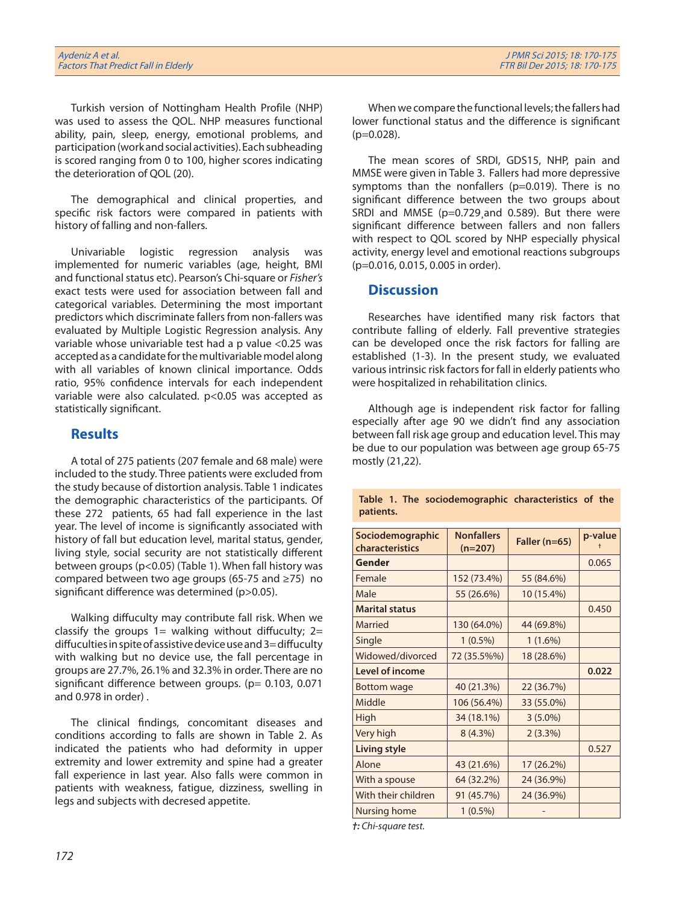Turkish version of Nottingham Health Profile (NHP) was used to assess the QOL. NHP measures functional ability, pain, sleep, energy, emotional problems, and participation (work and social activities). Each subheading is scored ranging from 0 to 100, higher scores indicating the deterioration of QOL (20).

The demographical and clinical properties, and specific risk factors were compared in patients with history of falling and non-fallers.

Univariable logistic regression analysis was implemented for numeric variables (age, height, BMI and functional status etc). Pearson's Chi-square or *Fisher's* exact tests were used for association between fall and categorical variables. Determining the most important predictors which discriminate fallers from non-fallers was evaluated by Multiple Logistic Regression analysis. Any variable whose univariable test had a p value <0.25 was accepted as a candidate for the multivariable model along with all variables of known clinical importance. Odds ratio, 95% confidence intervals for each independent variable were also calculated. p<0.05 was accepted as statistically significant.

## Results

A total of 275 patients (207 female and 68 male) were included to the study. Three patients were excluded from the study because of distortion analysis. Table 1 indicates the demographic characteristics of the participants. Of these 272 patients, 65 had fall experience in the last year. The level of income is significantly associated with history of fall but education level, marital status, gender, living style, social security are not statistically different between groups (p<0.05) (Table 1). When fall history was compared between two age groups (65-75 and ≥75) no significant difference was determined (p>0.05).

Walking diffuculty may contribute fall risk. When we classify the groups 1= walking without diffuculty; 2= diffuculties in spite of assistive device use and 3= difficulty with walking but no device use, the fall percentage in groups are 27.7%, 26.1% and 32.3% in order. There are no significant difference between groups. (p= 0.103, 0.071 and 0.978 in order) .

The clinical findings, concomitant diseases and conditions according to falls are shown in Table 2. As indicated the patients who had deformity in upper extremity and lower extremity and spine had a greater fall experience in last year. Also falls were common in patients with weakness, fatigue, dizziness, swelling in legs and subjects with decresed appetite.

When we compare the functional levels; the fallers had lower functional status and the difference is significant (p=0.028).

The mean scores of SRDI, GDS15, NHP, pain and MMSE were given in Table 3. Fallers had more depressive symptoms than the nonfallers (p=0.019). There is no significant difference between the two groups about SRDI and MMSE (p=0.729¸and 0.589). But there were significant difference between fallers and non fallers with respect to QOL scored by NHP especially physical activity, energy level and emotional reactions subgroups (p=0.016, 0.015, 0.005 in order).

## Discussion

Researches have identified many risk factors that contribute falling of elderly. Fall preventive strategies can be developed once the risk factors for falling are established (1-3). In the present study, we evaluated various intrinsic risk factors for fall in elderly patients who were hospitalized in rehabilitation clinics.

Although age is independent risk factor for falling especially after age 90 we didn't find any association between fall risk age group and education level. This may be due to our population was between age group 65-75 mostly (21,22).

**Table 1. The sociodemographic characteristics of the patients.**

| Sociodemographic characteristics | Nonfallers (n=207) | Faller (n=65) | p-value † |
|---|---|---|---|
| **Gender** | | | 0.065 |
| Female | 152 (73.4%) | 55 (84.6%) | |
| Male | 55 (26.6%) | 10 (15.4%) | |
| **Marital status** | | | 0.450 |
| Married | 130 (64.0%) | 44 (69.8%) | |
| Single | 1 (0.5%) | 1 (1.6%) | |
| Widowed/divorced | 72 (35.5%%) | 18 (28.6%) | |
| **Level of income** | | | **0.022** |
| Bottom wage | 40 (21.3%) | 22 (36.7%) | |
| Middle | 106 (56.4%) | 33 (55.0%) | |
| High | 34 (18.1%) | 3 (5.0%) | |
| Very high | 8 (4.3%) | 2 (3.3%) | |
| **Living style** | | | 0.527 |
| Alone | 43 (21.6%) | 17 (26.2%) | |
| With a spouse | 64 (32.2%) | 24 (36.9%) | |
| With their children | 91 (45.7%) | 24 (36.9%) | |
| Nursing home | 1 (0.5%) | - | |

*†: Chi-square test.*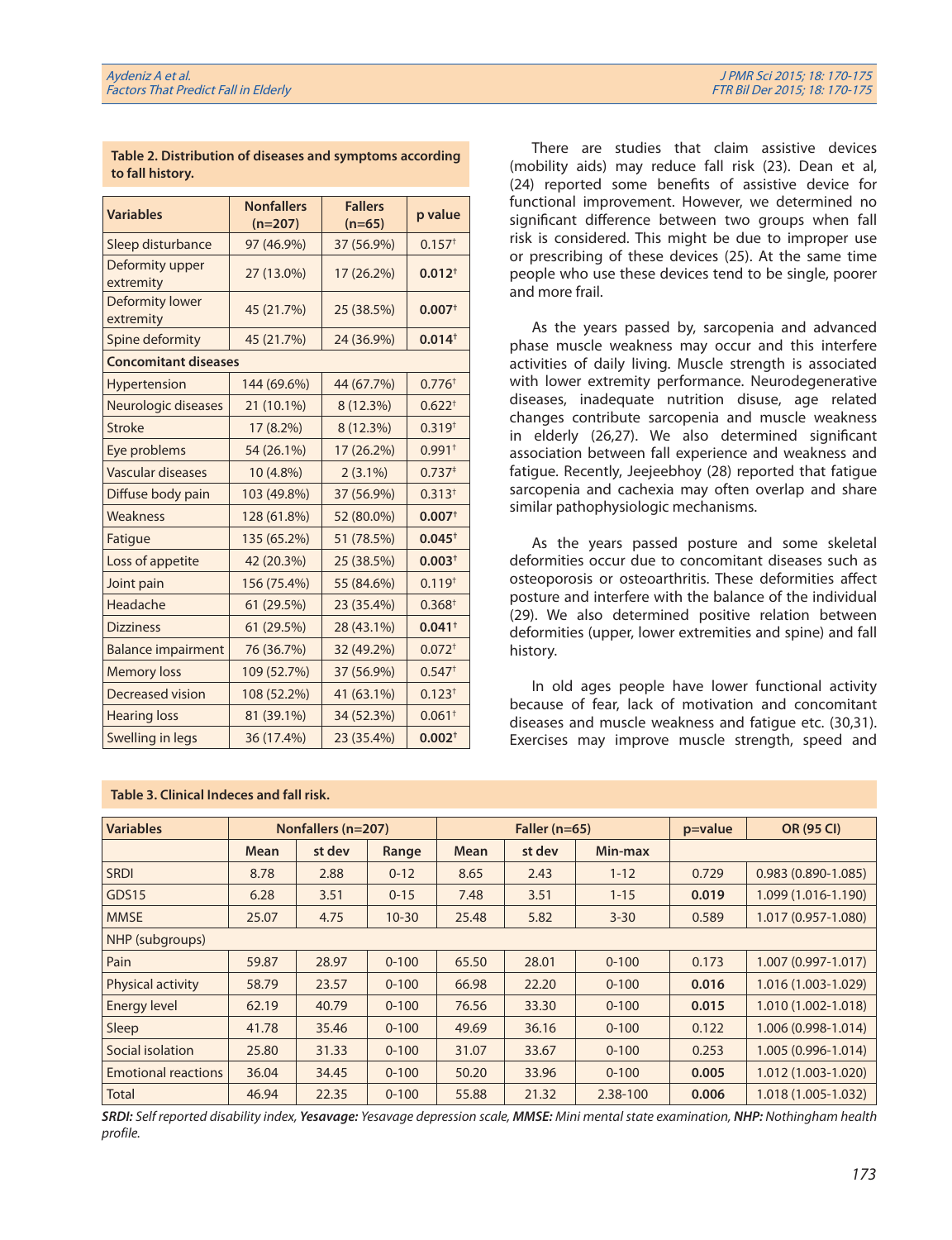**Table 2. Distribution of diseases and symptoms according to fall history.**

| Variables | Nonfallers (n=207) | Fallers (n=65) | p value |
|---|---|---|---|
| Sleep disturbance | 97 (46.9%) | 37 (56.9%) | 0.157† |
| Deformity upper extremity | 27 (13.0%) | 17 (26.2%) | **0.012**† |
| Deformity lower extremity | 45 (21.7%) | 25 (38.5%) | **0.007**† |
| Spine deformity | 45 (21.7%) | 24 (36.9%) | **0.014**† |
| **Concomitant diseases** | | | |
| Hypertension | 144 (69.6%) | 44 (67.7%) | 0.776† |
| Neurologic diseases | 21 (10.1%) | 8 (12.3%) | 0.622† |
| Stroke | 17 (8.2%) | 8 (12.3%) | 0.319† |
| Eye problems | 54 (26.1%) | 17 (26.2%) | 0.991† |
| Vascular diseases | 10 (4.8%) | 2 (3.1%) | 0.737‡ |
| Diffuse body pain | 103 (49.8%) | 37 (56.9%) | 0.313† |
| Weakness | 128 (61.8%) | 52 (80.0%) | **0.007**† |
| Fatigue | 135 (65.2%) | 51 (78.5%) | **0.045**† |
| Loss of appetite | 42 (20.3%) | 25 (38.5%) | **0.003**† |
| Joint pain | 156 (75.4%) | 55 (84.6%) | 0.119† |
| Headache | 61 (29.5%) | 23 (35.4%) | 0.368† |
| Dizziness | 61 (29.5%) | 28 (43.1%) | **0.041**† |
| Balance impairment | 76 (36.7%) | 32 (49.2%) | 0.072† |
| Memory loss | 109 (52.7%) | 37 (56.9%) | 0.547† |
| Decreased vision | 108 (52.2%) | 41 (63.1%) | 0.123† |
| Hearing loss | 81 (39.1%) | 34 (52.3%) | 0.061† |
| Swelling in legs | 36 (17.4%) | 23 (35.4%) | **0.002**† |

There are studies that claim assistive devices (mobility aids) may reduce fall risk (23). Dean et al, (24) reported some benefits of assistive device for functional improvement. However, we determined no significant difference between two groups when fall risk is considered. This might be due to improper use or prescribing of these devices (25). At the same time people who use these devices tend to be single, poorer and more frail.

As the years passed by, sarcopenia and advanced phase muscle weakness may occur and this interfere activities of daily living. Muscle strength is associated with lower extremity performance. Neurodegenerative diseases, inadequate nutrition disuse, age related changes contribute sarcopenia and muscle weakness in elderly (26,27). We also determined significant association between fall experience and weakness and fatigue. Recently, Jeejeebhoy (28) reported that fatigue sarcopenia and cachexia may often overlap and share similar pathophysiologic mechanisms.

As the years passed posture and some skeletal deformities occur due to concomitant diseases such as osteoporosis or osteoarthritis. These deformities affect posture and interfere with the balance of the individual (29). We also determined positive relation between deformities (upper, lower extremities and spine) and fall history.

In old ages people have lower functional activity because of fear, lack of motivation and concomitant diseases and muscle weakness and fatigue etc. (30,31). Exercises may improve muscle strength, speed and

**Table 3. Clinical Indeces and fall risk.**

| Variables | Nonfallers (n=207) | | | Faller (n=65) | | | p=value | OR (95 CI) |
|---|---|---|---|---|---|---|---|---|
| | Mean | st dev | Range | Mean | st dev | Min-max | | |
| SRDI | 8.78 | 2.88 | 0-12 | 8.65 | 2.43 | 1-12 | 0.729 | 0.983 (0.890-1.085) |
| GDS15 | 6.28 | 3.51 | 0-15 | 7.48 | 3.51 | 1-15 | **0.019** | 1.099 (1.016-1.190) |
| MMSE | 25.07 | 4.75 | 10-30 | 25.48 | 5.82 | 3-30 | 0.589 | 1.017 (0.957-1.080) |
| NHP (subgroups) | | | | | | | | |
| Pain | 59.87 | 28.97 | 0-100 | 65.50 | 28.01 | 0-100 | 0.173 | 1.007 (0.997-1.017) |
| Physical activity | 58.79 | 23.57 | 0-100 | 66.98 | 22.20 | 0-100 | **0.016** | 1.016 (1.003-1.029) |
| Energy level | 62.19 | 40.79 | 0-100 | 76.56 | 33.30 | 0-100 | **0.015** | 1.010 (1.002-1.018) |
| Sleep | 41.78 | 35.46 | 0-100 | 49.69 | 36.16 | 0-100 | 0.122 | 1.006 (0.998-1.014) |
| Social isolation | 25.80 | 31.33 | 0-100 | 31.07 | 33.67 | 0-100 | 0.253 | 1.005 (0.996-1.014) |
| Emotional reactions | 36.04 | 34.45 | 0-100 | 50.20 | 33.96 | 0-100 | **0.005** | 1.012 (1.003-1.020) |
| Total | 46.94 | 22.35 | 0-100 | 55.88 | 21.32 | 2.38-100 | **0.006** | 1.018 (1.005-1.032) |

***SRDI:*** *Self reported disability index,* ***Yesavage:*** *Yesavage depression scale,* ***MMSE:*** *Mini mental state examination,* ***NHP:*** *Nothingham health profile.*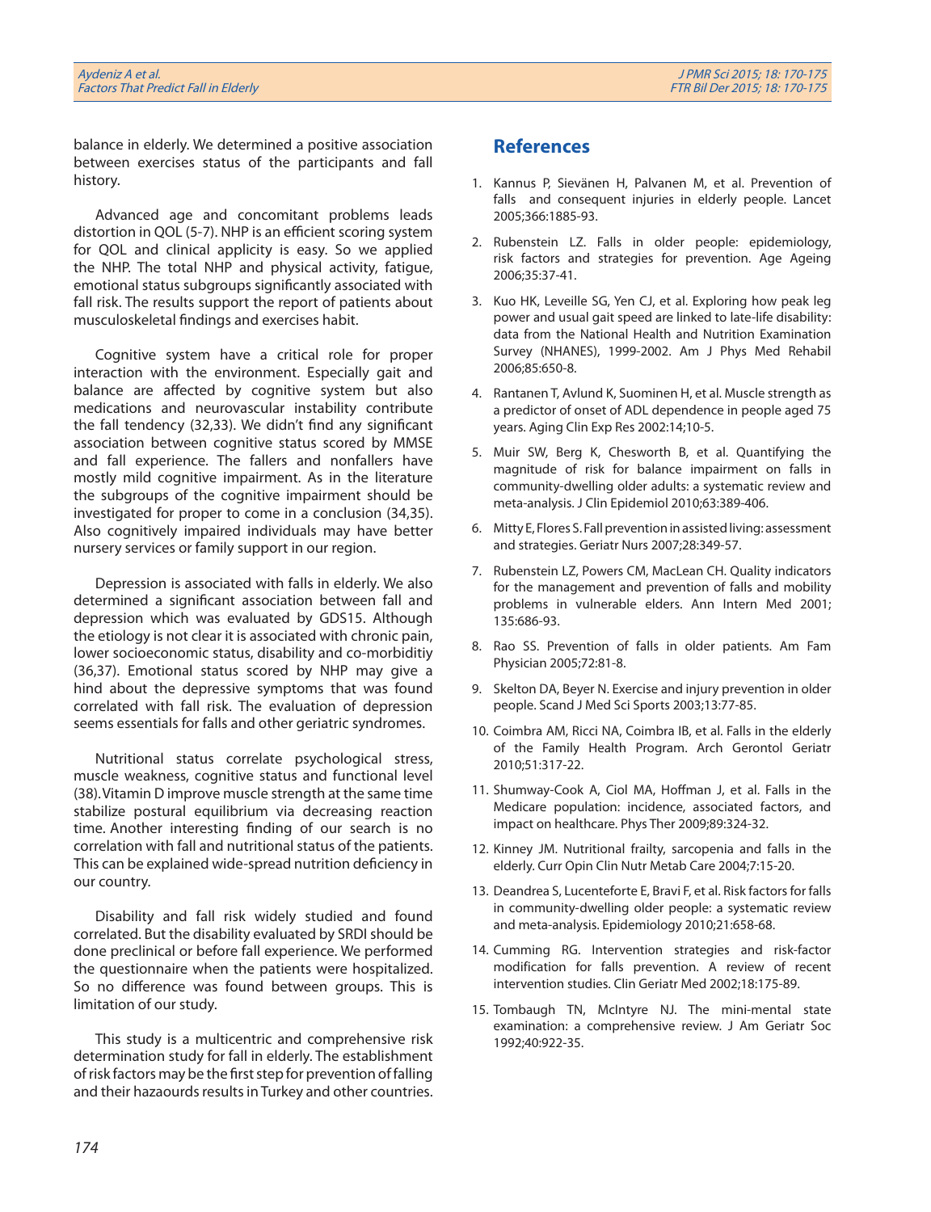balance in elderly. We determined a positive association between exercises status of the participants and fall history.

Advanced age and concomitant problems leads distortion in QOL (5-7). NHP is an efficient scoring system for QOL and clinical applicity is easy. So we applied the NHP. The total NHP and physical activity, fatigue, emotional status subgroups significantly associated with fall risk. The results support the report of patients about musculoskeletal findings and exercises habit.

Cognitive system have a critical role for proper interaction with the environment. Especially gait and balance are affected by cognitive system but also medications and neurovascular instability contribute the fall tendency (32,33). We didn't find any significant association between cognitive status scored by MMSE and fall experience. The fallers and nonfallers have mostly mild cognitive impairment. As in the literature the subgroups of the cognitive impairment should be investigated for proper to come in a conclusion (34,35). Also cognitively impaired individuals may have better nursery services or family support in our region.

Depression is associated with falls in elderly. We also determined a significant association between fall and depression which was evaluated by GDS15. Although the etiology is not clear it is associated with chronic pain, lower socioeconomic status, disability and co-morbiditiy (36,37). Emotional status scored by NHP may give a hind about the depressive symptoms that was found correlated with fall risk. The evaluation of depression seems essentials for falls and other geriatric syndromes.

Nutritional status correlate psychological stress, muscle weakness, cognitive status and functional level (38). Vitamin D improve muscle strength at the same time stabilize postural equilibrium via decreasing reaction time. Another interesting finding of our search is no correlation with fall and nutritional status of the patients. This can be explained wide-spread nutrition deficiency in our country.

Disability and fall risk widely studied and found correlated. But the disability evaluated by SRDI should be done preclinical or before fall experience. We performed the questionnaire when the patients were hospitalized. So no difference was found between groups. This is limitation of our study.

This study is a multicentric and comprehensive risk determination study for fall in elderly. The establishment of risk factors may be the first step for prevention of falling and their hazaourds results in Turkey and other countries.

## References

1. Kannus P, Sievänen H, Palvanen M, et al. Prevention of falls and consequent injuries in elderly people. Lancet 2005;366:1885-93.
2. Rubenstein LZ. Falls in older people: epidemiology, risk factors and strategies for prevention. Age Ageing 2006;35:37-41.
3. Kuo HK, Leveille SG, Yen CJ, et al. Exploring how peak leg power and usual gait speed are linked to late-life disability: data from the National Health and Nutrition Examination Survey (NHANES), 1999-2002. Am J Phys Med Rehabil 2006;85:650-8.
4. Rantanen T, Avlund K, Suominen H, et al. Muscle strength as a predictor of onset of ADL dependence in people aged 75 years. Aging Clin Exp Res 2002:14;10-5.
5. Muir SW, Berg K, Chesworth B, et al. Quantifying the magnitude of risk for balance impairment on falls in community-dwelling older adults: a systematic review and meta-analysis. J Clin Epidemiol 2010;63:389-406.
6. Mitty E, Flores S. Fall prevention in assisted living: assessment and strategies. Geriatr Nurs 2007;28:349-57.
7. Rubenstein LZ, Powers CM, MacLean CH. Quality indicators for the management and prevention of falls and mobility problems in vulnerable elders. Ann Intern Med 2001; 135:686-93.
8. Rao SS. Prevention of falls in older patients. Am Fam Physician 2005;72:81-8.
9. Skelton DA, Beyer N. Exercise and injury prevention in older people. Scand J Med Sci Sports 2003;13:77-85.
10. Coimbra AM, Ricci NA, Coimbra IB, et al. Falls in the elderly of the Family Health Program. Arch Gerontol Geriatr 2010;51:317-22.
11. Shumway-Cook A, Ciol MA, Hoffman J, et al. Falls in the Medicare population: incidence, associated factors, and impact on healthcare. Phys Ther 2009;89:324-32.
12. Kinney JM. Nutritional frailty, sarcopenia and falls in the elderly. Curr Opin Clin Nutr Metab Care 2004;7:15-20.
13. Deandrea S, Lucenteforte E, Bravi F, et al. Risk factors for falls in community-dwelling older people: a systematic review and meta-analysis. Epidemiology 2010;21:658-68.
14. Cumming RG. Intervention strategies and risk-factor modification for falls prevention. A review of recent intervention studies. Clin Geriatr Med 2002;18:175-89.
15. Tombaugh TN, McIntyre NJ. The mini-mental state examination: a comprehensive review. J Am Geriatr Soc 1992;40:922-35.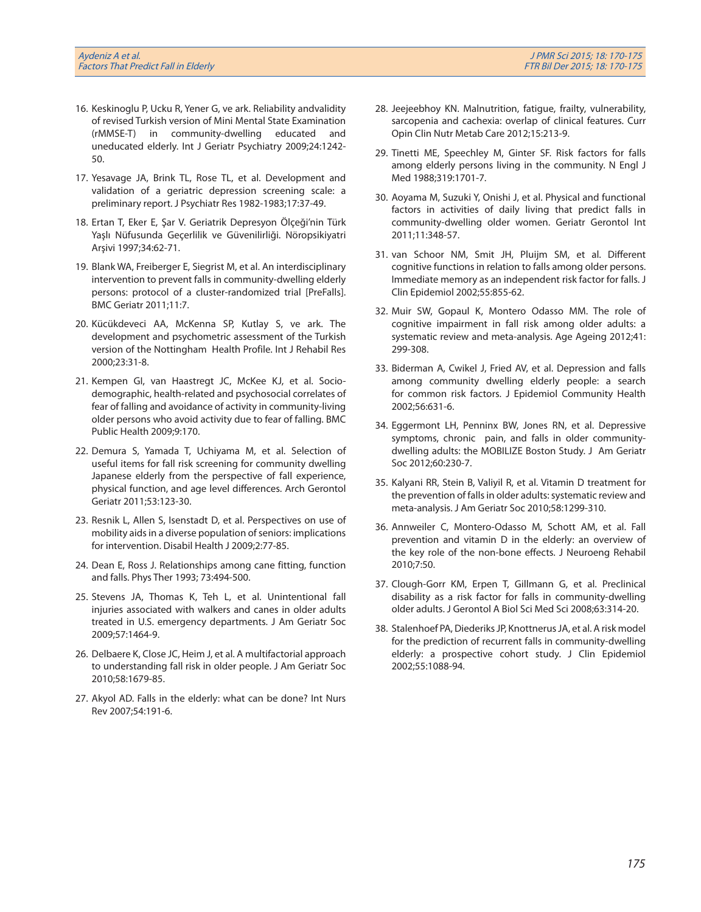16. Keskinoglu P, Ucku R, Yener G, ve ark. Reliability andvalidity of revised Turkish version of Mini Mental State Examination (rMMSE-T) in community-dwelling educated and uneducated elderly. Int J Geriatr Psychiatry 2009;24:1242-50.
17. Yesavage JA, Brink TL, Rose TL, et al. Development and validation of a geriatric depression screening scale: a preliminary report. J Psychiatr Res 1982-1983;17:37-49.
18. Ertan T, Eker E, Şar V. Geriatrik Depresyon Ölçeği'nin Türk Yaşlı Nüfusunda Geçerlilik ve Güvenilirliği. Nöropsikiyatri Arşivi 1997;34:62-71.
19. Blank WA, Freiberger E, Siegrist M, et al. An interdisciplinary intervention to prevent falls in community-dwelling elderly persons: protocol of a cluster-randomized trial [PreFalls]. BMC Geriatr 2011;11:7.
20. Kücükdeveci AA, McKenna SP, Kutlay S, ve ark. The development and psychometric assessment of the Turkish version of the Nottingham Health Profile. Int J Rehabil Res 2000;23:31-8.
21. Kempen GI, van Haastregt JC, McKee KJ, et al. Socio-demographic, health-related and psychosocial correlates of fear of falling and avoidance of activity in community-living older persons who avoid activity due to fear of falling. BMC Public Health 2009;9:170.
22. Demura S, Yamada T, Uchiyama M, et al. Selection of useful items for fall risk screening for community dwelling Japanese elderly from the perspective of fall experience, physical function, and age level differences. Arch Gerontol Geriatr 2011;53:123-30.
23. Resnik L, Allen S, Isenstadt D, et al. Perspectives on use of mobility aids in a diverse population of seniors: implications for intervention. Disabil Health J 2009;2:77-85.
24. Dean E, Ross J. Relationships among cane fitting, function and falls. Phys Ther 1993; 73:494-500.
25. Stevens JA, Thomas K, Teh L, et al. Unintentional fall injuries associated with walkers and canes in older adults treated in U.S. emergency departments. J Am Geriatr Soc 2009;57:1464-9.
26. Delbaere K, Close JC, Heim J, et al. A multifactorial approach to understanding fall risk in older people. J Am Geriatr Soc 2010;58:1679-85.
27. Akyol AD. Falls in the elderly: what can be done? Int Nurs Rev 2007;54:191-6.
28. Jeejeebhoy KN. Malnutrition, fatigue, frailty, vulnerability, sarcopenia and cachexia: overlap of clinical features. Curr Opin Clin Nutr Metab Care 2012;15:213-9.
29. Tinetti ME, Speechley M, Ginter SF. Risk factors for falls among elderly persons living in the community. N Engl J Med 1988;319:1701-7.
30. Aoyama M, Suzuki Y, Onishi J, et al. Physical and functional factors in activities of daily living that predict falls in community-dwelling older women. Geriatr Gerontol Int 2011;11:348-57.
31. van Schoor NM, Smit JH, Pluijm SM, et al. Different cognitive functions in relation to falls among older persons. Immediate memory as an independent risk factor for falls. J Clin Epidemiol 2002;55:855-62.
32. Muir SW, Gopaul K, Montero Odasso MM. The role of cognitive impairment in fall risk among older adults: a systematic review and meta-analysis. Age Ageing 2012;41: 299-308.
33. Biderman A, Cwikel J, Fried AV, et al. Depression and falls among community dwelling elderly people: a search for common risk factors. J Epidemiol Community Health 2002;56:631-6.
34. Eggermont LH, Penninx BW, Jones RN, et al. Depressive symptoms, chronic pain, and falls in older community-dwelling adults: the MOBILIZE Boston Study. J Am Geriatr Soc 2012;60:230-7.
35. Kalyani RR, Stein B, Valiyil R, et al. Vitamin D treatment for the prevention of falls in older adults: systematic review and meta-analysis. J Am Geriatr Soc 2010;58:1299-310.
36. Annweiler C, Montero-Odasso M, Schott AM, et al. Fall prevention and vitamin D in the elderly: an overview of the key role of the non-bone effects. J Neuroeng Rehabil 2010;7:50.
37. Clough-Gorr KM, Erpen T, Gillmann G, et al. Preclinical disability as a risk factor for falls in community-dwelling older adults. J Gerontol A Biol Sci Med Sci 2008;63:314-20.
38. Stalenhoef PA, Diederiks JP, Knottnerus JA, et al. A risk model for the prediction of recurrent falls in community-dwelling elderly: a prospective cohort study. J Clin Epidemiol 2002;55:1088-94.